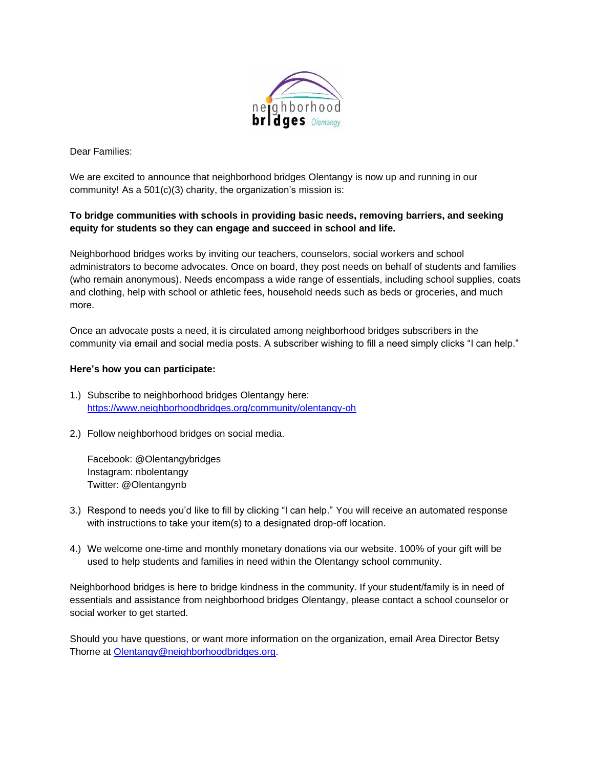Dear Families:

We are excited to announce that neighborhood bridges Olentangy is now up and running in our community! As a 501(c)(3) charity, the organization's mission is:

**To bridge communities with schools in providing basic needs, removing barriers, and seeking equity for students so they can engage and succeed in school and life.**

Neighborhood bridges works by inviting our teachers, counselors, social workers and school administrators to become advocates. Once on board, they post needs on behalf of students and families (who remain anonymous). Needs encompass a wide range of essentials, including school supplies, coats and clothing, help with school or athletic fees, household needs such as beds or groceries, and much more.

Once an advocate posts a need, it is circulated among neighborhood bridges subscribers in the community via email and social media posts. A subscriber wishing to fill a need simply clicks "I can help."

**Here's how you can participate:**

1.) Subscribe to neighborhood bridges Olentangy here: [https://www.neighborhoodbridges.org/community/olentangy-oh](https://www.neighborhoodbridges.org/community/olentangy-oh)

2.) Follow neighborhood bridges on social media.

    Facebook: @Olentangybridges
    Instagram: nbolentangy
    Twitter: @Olentangynb

3.) Respond to needs you'd like to fill by clicking "I can help." You will receive an automated response with instructions to take your item(s) to a designated drop-off location.

4.) We welcome one-time and monthly monetary donations via our website. 100% of your gift will be used to help students and families in need within the Olentangy school community.

Neighborhood bridges is here to bridge kindness in the community. If your student/family is in need of essentials and assistance from neighborhood bridges Olentangy, please contact a school counselor or social worker to get started.

Should you have questions, or want more information on the organization, email Area Director Betsy Thorne at [Olentangy@neighborhoodbridges.org](mailto:Olentangy@neighborhoodbridges.org).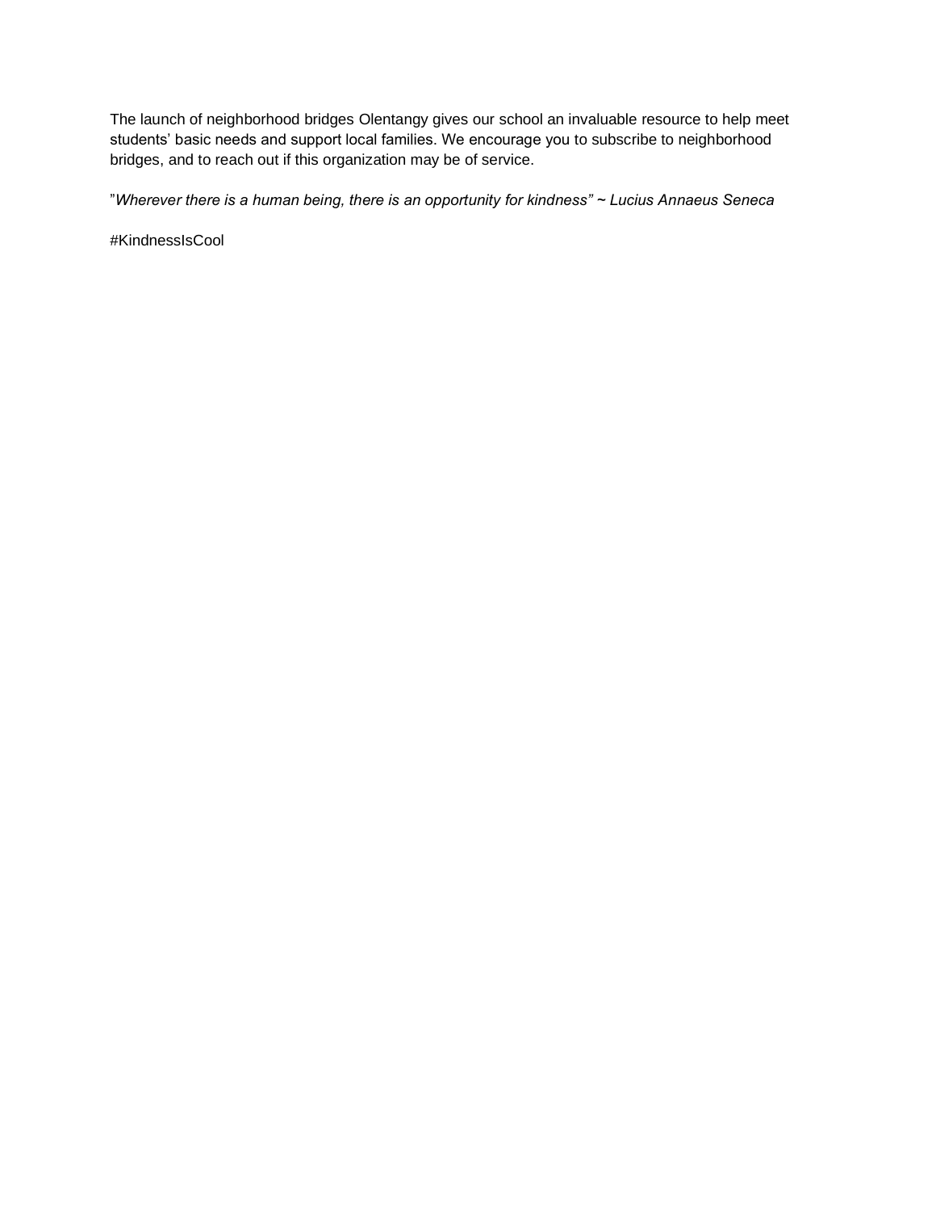The launch of neighborhood bridges Olentangy gives our school an invaluable resource to help meet students' basic needs and support local families. We encourage you to subscribe to neighborhood bridges, and to reach out if this organization may be of service.

"*Wherever there is a human being, there is an opportunity for kindness" ~ Lucius Annaeus Seneca*

#KindnessIsCool